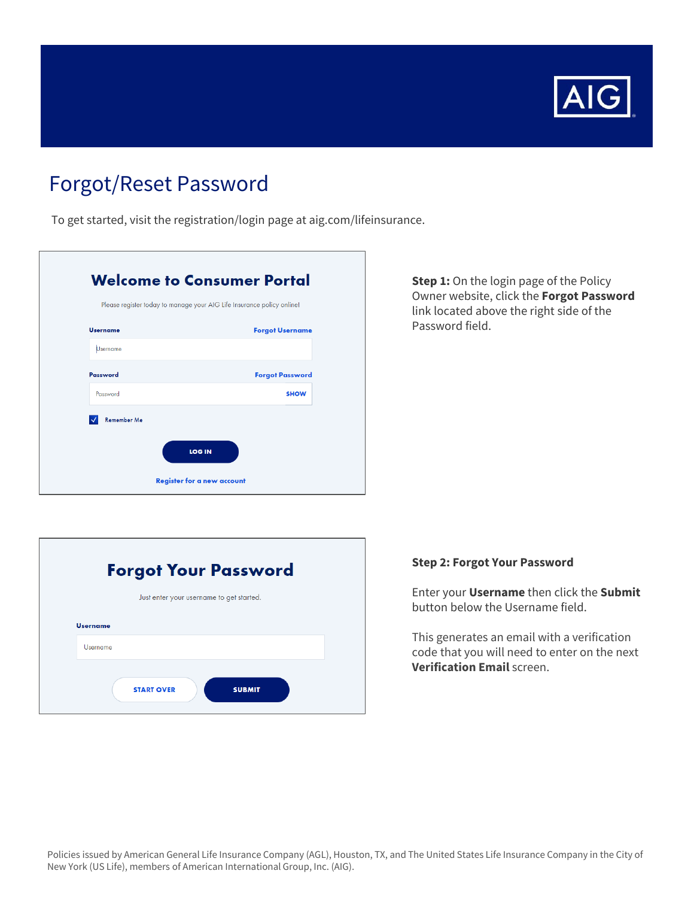# Forgot/Reset Password

To get started, visit the registration/login page at aig.com/lifeinsurance.

**Welcome to Consumer Portal**

Please register today to manage your AIG Life Insurance policy online!

Username — Forgot Username

Password — Forgot Password — SHOW

Remember Me

LOG IN

Register for a new account

**Step 1:** On the login page of the Policy Owner website, click the **Forgot Password** link located above the right side of the Password field.

**Forgot Your Password**

Just enter your username to get started.

Username

START OVER — SUBMIT

**Step 2: Forgot Your Password**

Enter your **Username** then click the **Submit** button below the Username field.

This generates an email with a verification code that you will need to enter on the next **Verification Email** screen.

Policies issued by American General Life Insurance Company (AGL), Houston, TX, and The United States Life Insurance Company in the City of New York (US Life), members of American International Group, Inc. (AIG).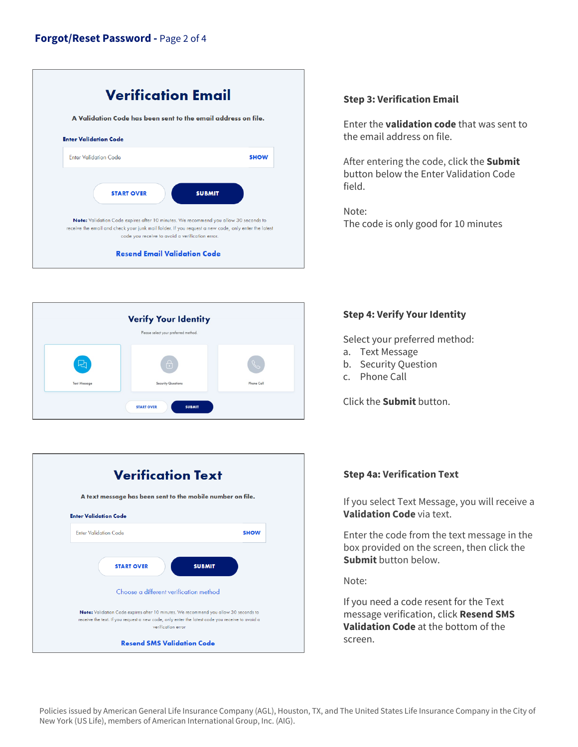## Forgot/Reset Password

### Verification Email

A Validation Code has been sent to the email address on file.

**Enter Validation Code**

Enter Validation Code SHOW

START OVER SUBMIT

**Note:** Validation Code expires after 10 minutes. We recommend you allow 30 seconds to receive the email and check your junk mail folder. If you request a new code, only enter the latest code you receive to avoid a verification error.

Resend Email Validation Code

**Step 3: Verification Email**

Enter the **validation code** that was sent to the email address on file.

After entering the code, click the **Submit** button below the Enter Validation Code field.

Note:
The code is only good for 10 minutes

### Verify Your Identity

Please select your preferred method.

Text Message | Security Questions | Phone Call

START OVER SUBMIT

**Step 4: Verify Your Identity**

Select your preferred method:

a. Text Message
b. Security Question
c. Phone Call

Click the **Submit** button.

### Verification Text

A text message has been sent to the mobile number on file.

**Enter Validation Code**

Enter Validation Code SHOW

START OVER SUBMIT

Choose a different verification method

**Note:** Validation Code expires after 10 minutes. We recommend you allow 30 seconds to receive the text. If you request a new code, only enter the latest code you receive to avoid a verification error

Resend SMS Validation Code

**Step 4a: Verification Text**

If you select Text Message, you will receive a **Validation Code** via text.

Enter the code from the text message in the box provided on the screen, then click the **Submit** button below.

Note:

If you need a code resent for the Text message verification, click **Resend SMS Validation Code** at the bottom of the screen.

Policies issued by American General Life Insurance Company (AGL), Houston, TX, and The United States Life Insurance Company in the City of New York (US Life), members of American International Group, Inc. (AIG).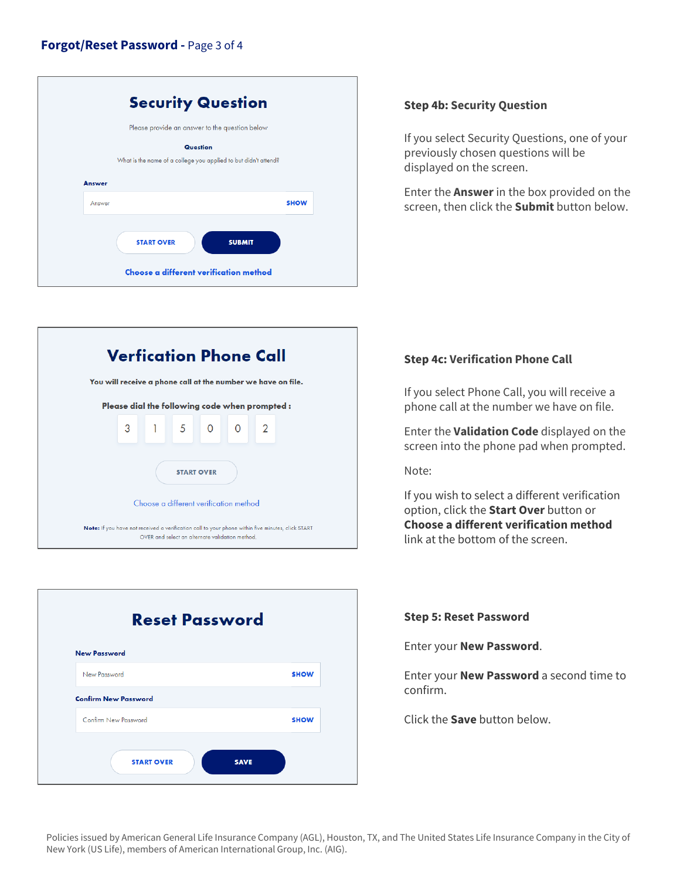## Forgot/Reset Password - Page 3 of 4

### Security Question

Please provide an answer to the question below

**Question**

What is the name of a college you applied to but didn't attend?

**Answer**

Answer SHOW

START OVER | SUBMIT

Choose a different verification method

### Step 4b: Security Question

If you select Security Questions, one of your previously chosen questions will be displayed on the screen.

Enter the **Answer** in the box provided on the screen, then click the **Submit** button below.

### Verfication Phone Call

**You will receive a phone call at the number we have on file.**

**Please dial the following code when prompted :**

3 1 5 0 0 2

START OVER

Choose a different verification method

**Note:** If you have not received a verification call to your phone within five minutes, click START OVER and select an alternate validation method.

### Step 4c: Verification Phone Call

If you select Phone Call, you will receive a phone call at the number we have on file.

Enter the **Validation Code** displayed on the screen into the phone pad when prompted.

Note:

If you wish to select a different verification option, click the **Start Over** button or **Choose a different verification method** link at the bottom of the screen.

### Reset Password

**New Password**

New Password SHOW

**Confirm New Password**

Confirm New Password SHOW

START OVER | SAVE

### Step 5: Reset Password

Enter your **New Password**.

Enter your **New Password** a second time to confirm.

Click the **Save** button below.

Policies issued by American General Life Insurance Company (AGL), Houston, TX, and The United States Life Insurance Company in the City of New York (US Life), members of American International Group, Inc. (AIG).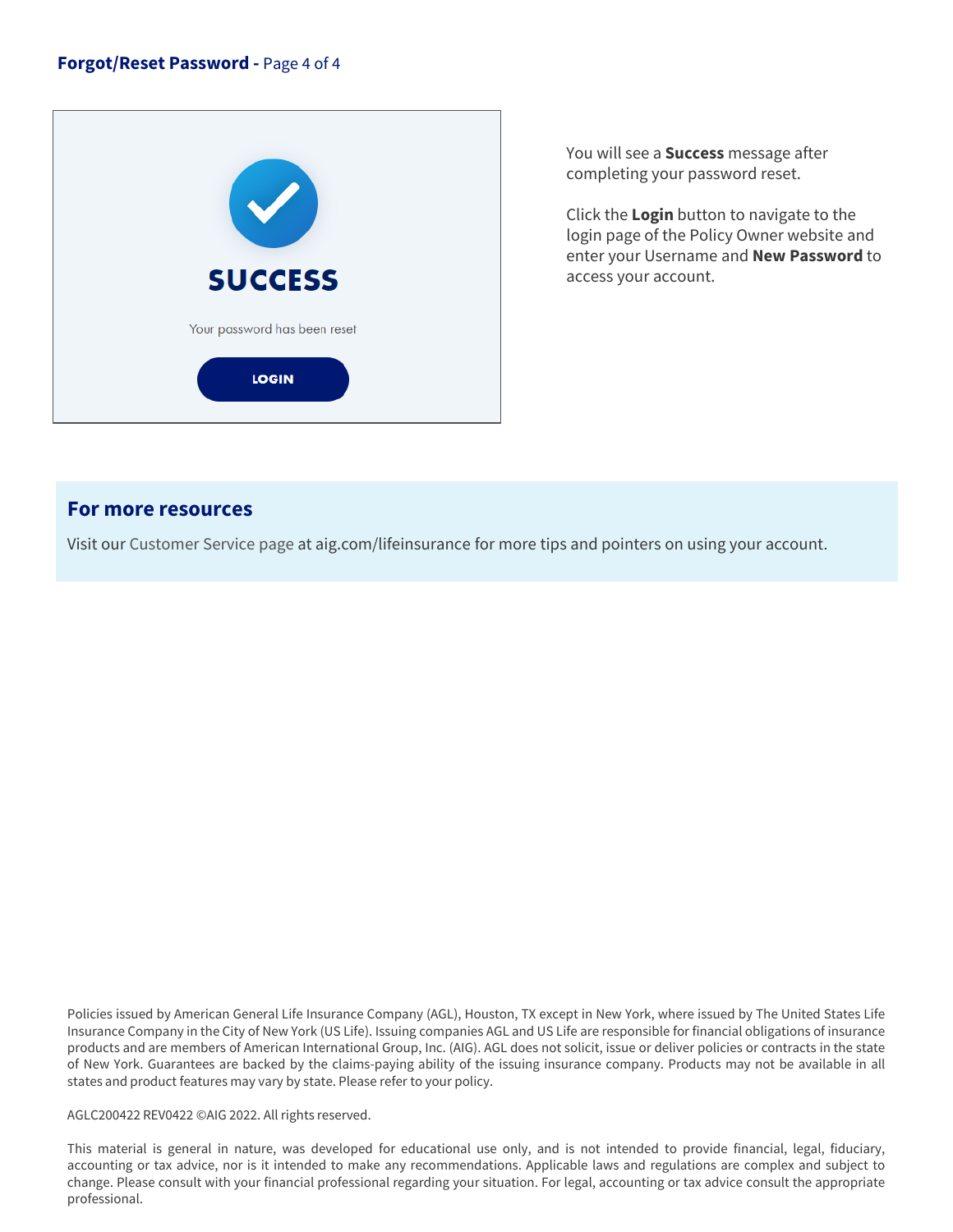## Forgot/Reset Password

SUCCESS

Your password has been reset

LOGIN

You will see a **Success** message after completing your password reset.

Click the **Login** button to navigate to the login page of the Policy Owner website and enter your Username and **New Password** to access your account.

## For more resources

Visit our Customer Service page at aig.com/lifeinsurance for more tips and pointers on using your account.

Policies issued by American General Life Insurance Company (AGL), Houston, TX except in New York, where issued by The United States Life Insurance Company in the City of New York (US Life). Issuing companies AGL and US Life are responsible for financial obligations of insurance products and are members of American International Group, Inc. (AIG). AGL does not solicit, issue or deliver policies or contracts in the state of New York. Guarantees are backed by the claims-paying ability of the issuing insurance company. Products may not be available in all states and product features may vary by state. Please refer to your policy.

AGLC200422 REV0422 ©AIG 2022. All rights reserved.

This material is general in nature, was developed for educational use only, and is not intended to provide financial, legal, fiduciary, accounting or tax advice, nor is it intended to make any recommendations. Applicable laws and regulations are complex and subject to change. Please consult with your financial professional regarding your situation. For legal, accounting or tax advice consult the appropriate professional.